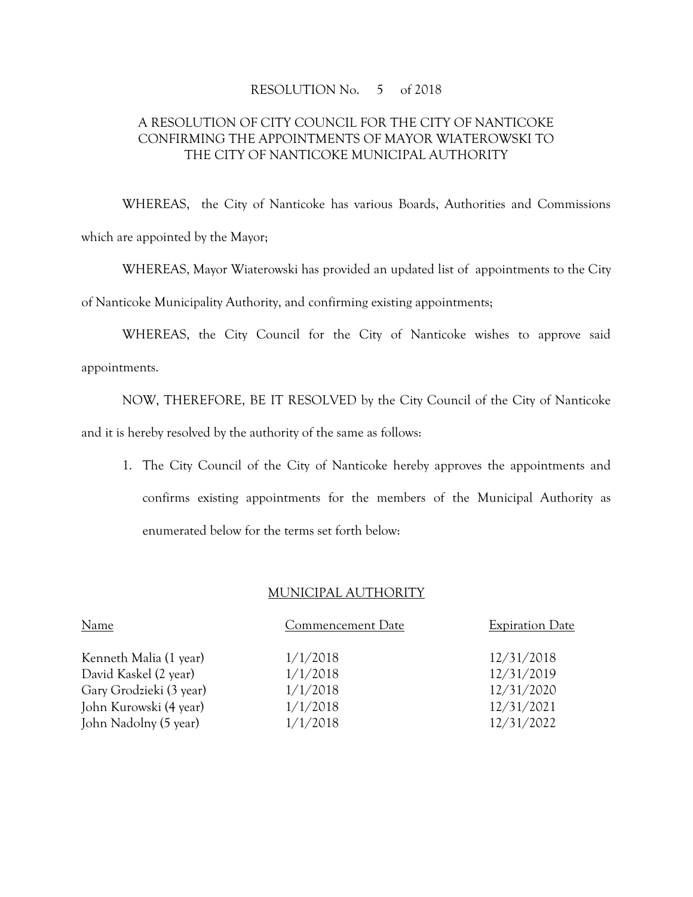# RESOLUTION No. 5 of 2018

## A RESOLUTION OF CITY COUNCIL FOR THE CITY OF NANTICOKE CONFIRMING THE APPOINTMENTS OF MAYOR WIATEROWSKI TO THE CITY OF NANTICOKE MUNICIPAL AUTHORITY

WHEREAS, the City of Nanticoke has various Boards, Authorities and Commissions which are appointed by the Mayor;

WHEREAS, Mayor Wiaterowski has provided an updated list of appointments to the City of Nanticoke Municipality Authority, and confirming existing appointments;

WHEREAS, the City Council for the City of Nanticoke wishes to approve said appointments.

NOW, THEREFORE, BE IT RESOLVED by the City Council of the City of Nanticoke and it is hereby resolved by the authority of the same as follows:

1. The City Council of the City of Nanticoke hereby approves the appointments and confirms existing appointments for the members of the Municipal Authority as enumerated below for the terms set forth below:

### MUNICIPAL AUTHORITY

| Name | Commencement Date | Expiration Date |
| --- | --- | --- |
| Kenneth Malia (1 year) | 1/1/2018 | 12/31/2018 |
| David Kaskel (2 year) | 1/1/2018 | 12/31/2019 |
| Gary Grodzieki (3 year) | 1/1/2018 | 12/31/2020 |
| John Kurowski (4 year) | 1/1/2018 | 12/31/2021 |
| John Nadolny (5 year) | 1/1/2018 | 12/31/2022 |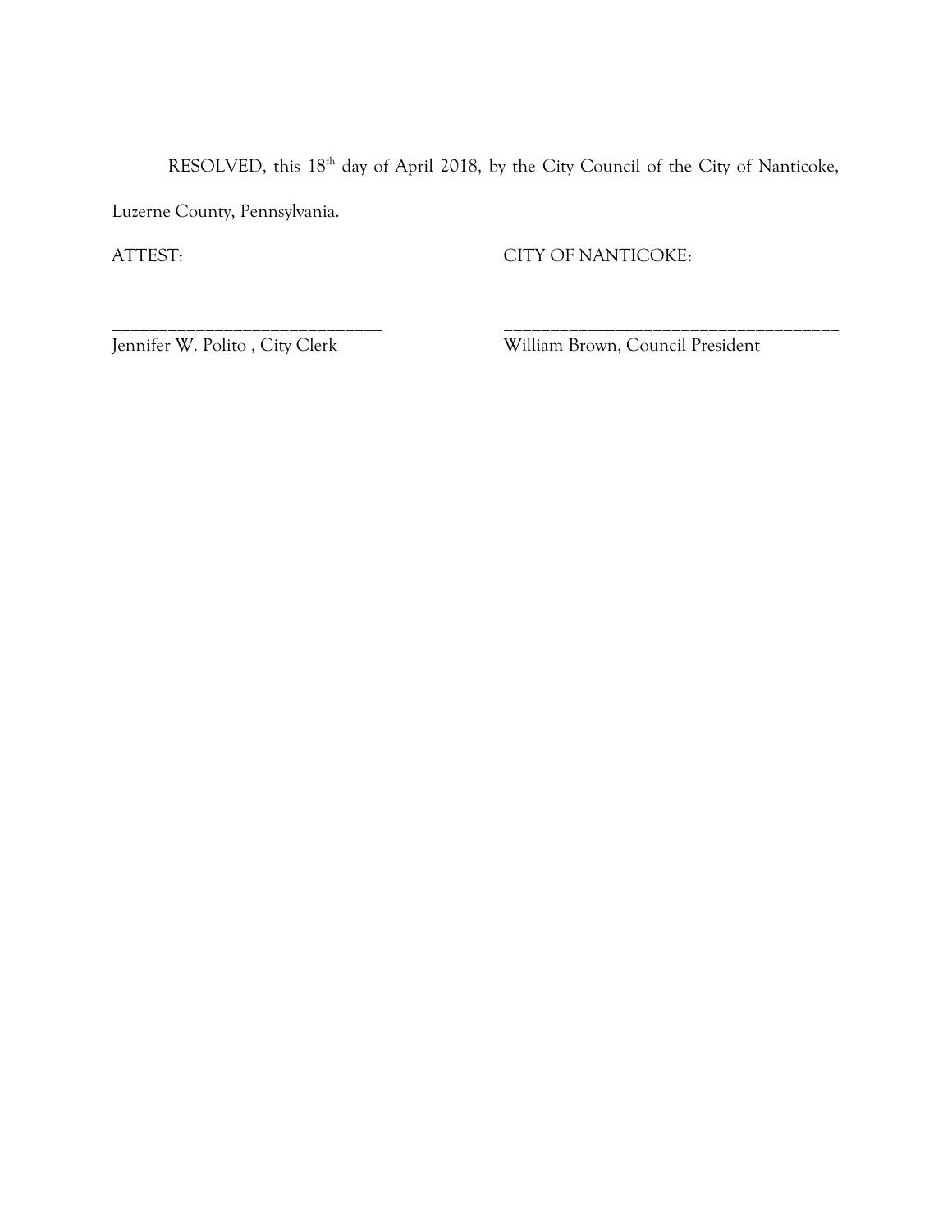RESOLVED, this 18th day of April 2018, by the City Council of the City of Nanticoke, Luzerne County, Pennsylvania.

| | |
|---|---|
| ATTEST: | CITY OF NANTICOKE: |
| ______________________________ | ______________________________________ |
| Jennifer W. Polito , City Clerk | William Brown, Council President |